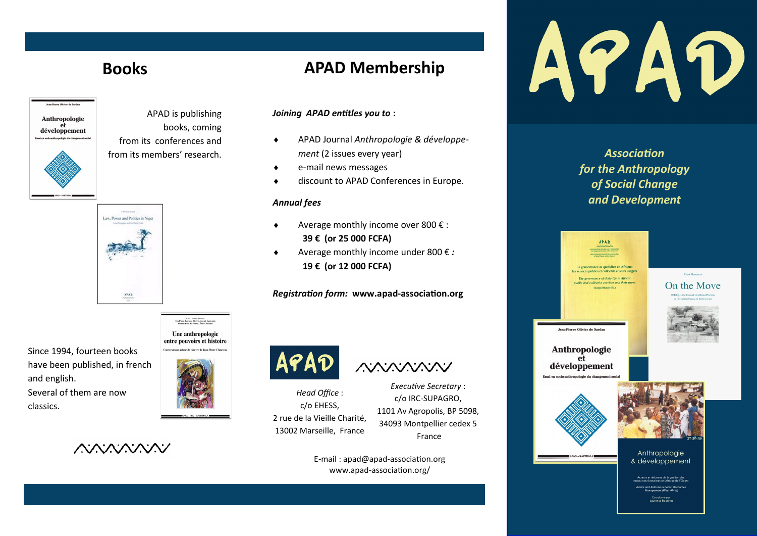## Books

APAD is publishing books, coming from its conferences and from its members' research.

Since 1994, fourteen books have been published, in french and english.
Several of them are now classics.

## APAD Membership

***Joining APAD entitles you to*** **:**

- APAD Journal *Anthropologie & développement* (2 issues every year)
- e-mail news messages
- discount to APAD Conferences in Europe.

***Annual fees***

- Average monthly income over 800 € :
  **39 € (or 25 000 FCFA)**
- Average monthly income under 800 € ***:***
  **19 € (or 12 000 FCFA)**

***Registration form:*** **www.apad-association.org**

*Head Office* :
c/o EHESS,
2 rue de la Vieille Charité,
13002 Marseille, France

*Executive Secretary* :
c/o IRC-SUPAGRO,
1101 Av Agropolis, BP 5098,
34093 Montpellier cedex 5
France

E-mail : apad@apad-association.org
www.apad-association.org/

# APAD

***Association for the Anthropology of Social Change and Development***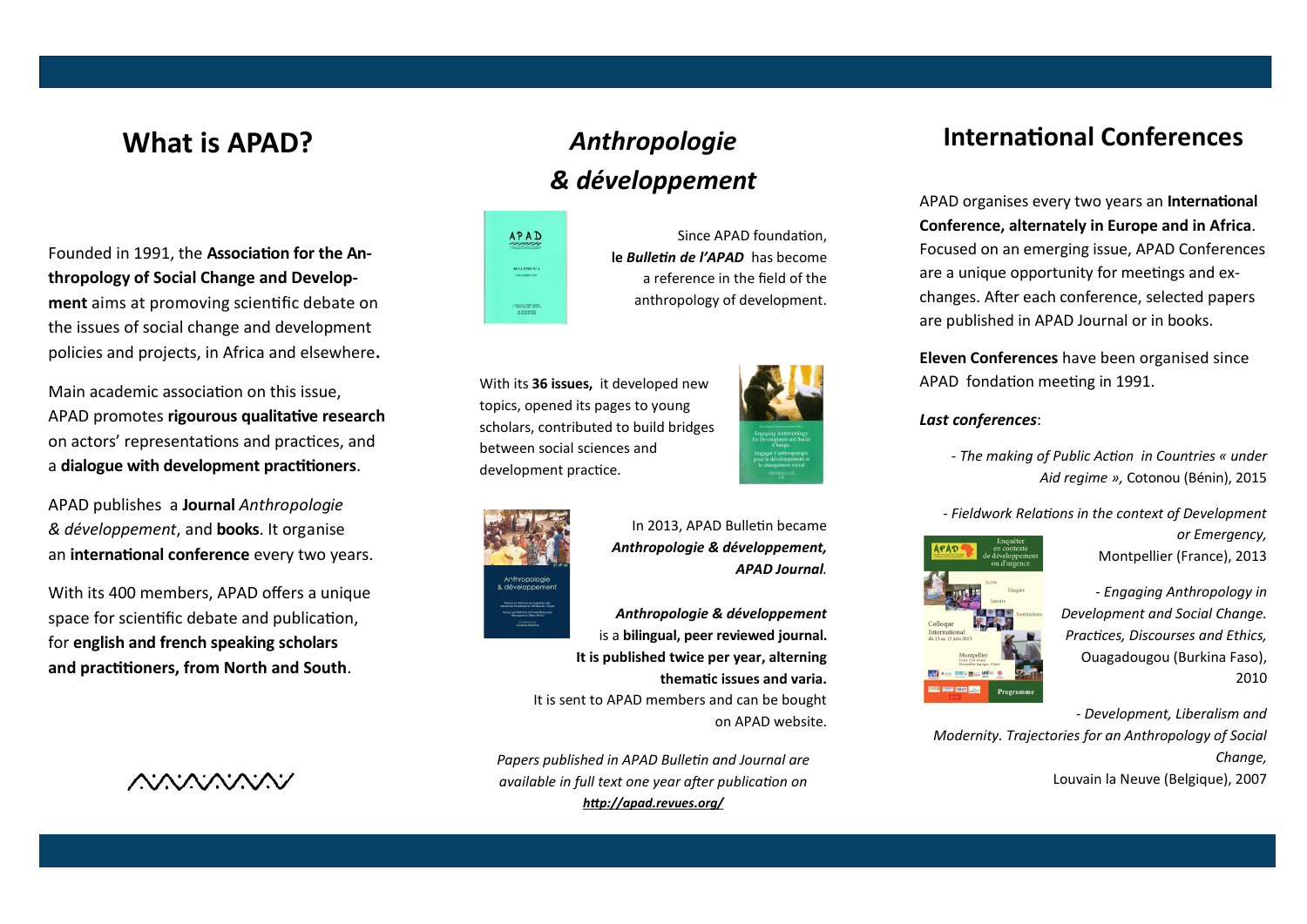# What is APAD?

Founded in 1991, the **Association for the Anthropology of Social Change and Development** aims at promoving scientific debate on the issues of social change and development policies and projects, in Africa and elsewhere**.**

Main academic association on this issue, APAD promotes **rigourous qualitative research** on actors' representations and practices, and a **dialogue with development practitioners**.

APAD publishes a **Journal** *Anthropologie & développement*, and **books**. It organise an **international conference** every two years.

With its 400 members, APAD offers a unique space for scientific debate and publication, for **english and french speaking scholars and practitioners, from North and South**.

# *Anthropologie & développement*

Since APAD foundation, **le *Bulletin de l'APAD*** has become a reference in the field of the anthropology of development.

With its **36 issues,** it developed new topics, opened its pages to young scholars, contributed to build bridges between social sciences and development practice.

In 2013, APAD Bulletin became ***Anthropologie & développement, APAD Journal***.

***Anthropologie & développement*** is a **bilingual, peer reviewed journal. It is published twice per year, alterning thematic issues and varia.** It is sent to APAD members and can be bought on APAD website.

*Papers published in APAD Bulletin and Journal are available in full text one year after publication on* ***http://apad.revues.org/***

# International Conferences

APAD organises every two years an **International Conference, alternately in Europe and in Africa**. Focused on an emerging issue, APAD Conferences are a unique opportunity for meetings and exchanges. After each conference, selected papers are published in APAD Journal or in books.

**Eleven Conferences** have been organised since APAD fondation meeting in 1991.

***Last conferences***:

- *The making of Public Action in Countries « under Aid regime »,* Cotonou (Bénin), 2015
- *Fieldwork Relations in the context of Development or Emergency,* Montpellier (France), 2013
- *Engaging Anthropology in Development and Social Change. Practices, Discourses and Ethics,* Ouagadougou (Burkina Faso), 2010
- *Development, Liberalism and Modernity. Trajectories for an Anthropology of Social Change,* Louvain la Neuve (Belgique), 2007